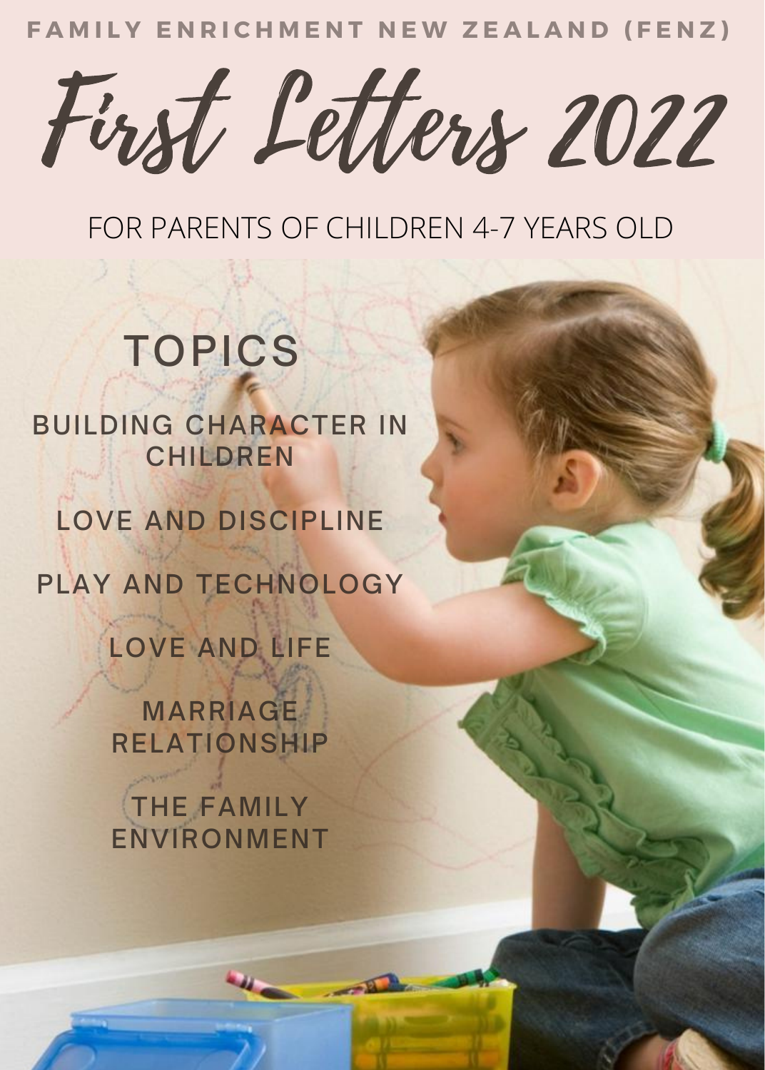FAMILY ENRICHMENT NEW ZEALAND (FENZ)

# First Letters 2022

FOR PARENTS OF CHILDREN 4-7 YEARS OLD

## TOPICS

- BUILDING CHARACTER IN CHILDREN
- LOVE AND DISCIPLINE
- PLAY AND TECHNOLOGY
- LOVE AND LIFE
- MARRIAGE RELATIONSHIP
- THE FAMILY ENVIRONMENT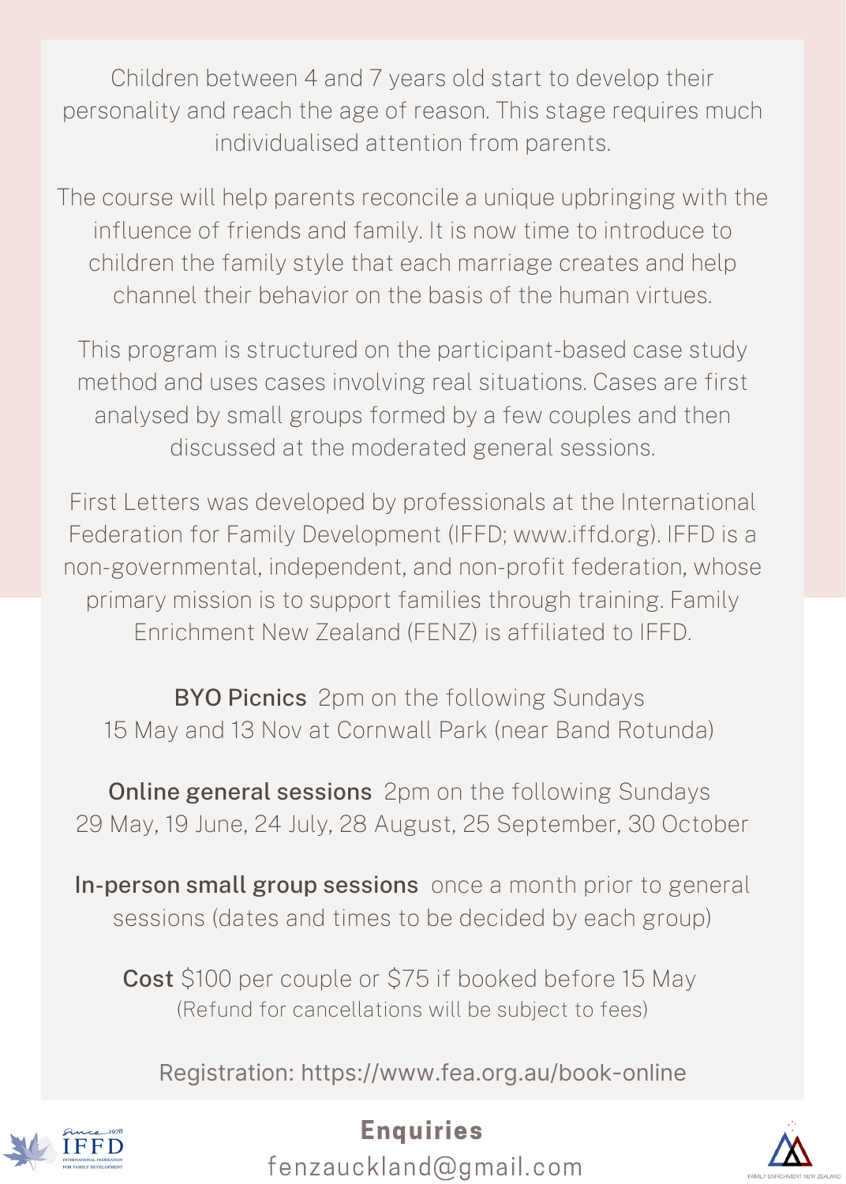Children between 4 and 7 years old start to develop their personality and reach the age of reason. This stage requires much individualised attention from parents.

The course will help parents reconcile a unique upbringing with the influence of friends and family. It is now time to introduce to children the family style that each marriage creates and help channel their behavior on the basis of the human virtues.

This program is structured on the participant-based case study method and uses cases involving real situations. Cases are first analysed by small groups formed by a few couples and then discussed at the moderated general sessions.

First Letters was developed by professionals at the International Federation for Family Development (IFFD; www.iffd.org). IFFD is a non-governmental, independent, and non-profit federation, whose primary mission is to support families through training. Family Enrichment New Zealand (FENZ) is affiliated to IFFD.

**BYO Picnics** 2pm on the following Sundays
15 May and 13 Nov at Cornwall Park (near Band Rotunda)

**Online general sessions** 2pm on the following Sundays
29 May, 19 June, 24 July, 28 August, 25 September, 30 October

**In-person small group sessions** once a month prior to general sessions (dates and times to be decided by each group)

**Cost** $100 per couple or $75 if booked before 15 May
(Refund for cancellations will be subject to fees)

Registration: https://www.fea.org.au/book-online

**Enquiries**
fenzauckland@gmail.com